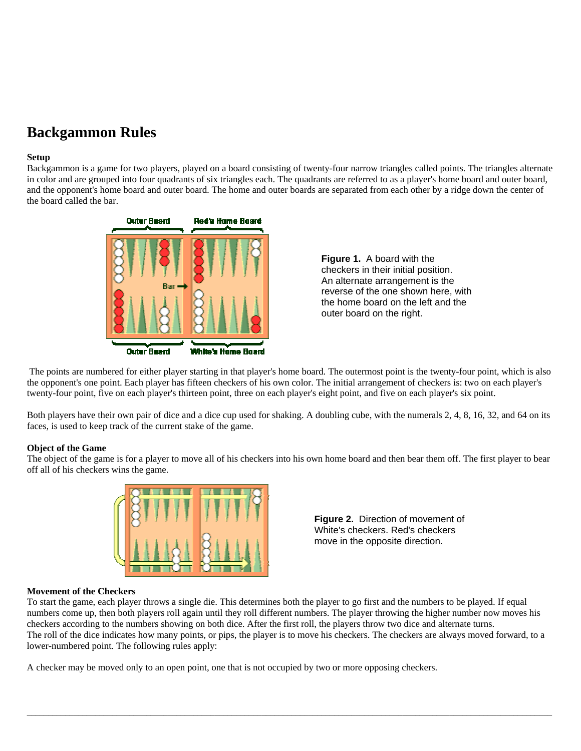# Backgammon Rules

**Setup**
Backgammon is a game for two players, played on a board consisting of twenty-four narrow triangles called points. The triangles alternate in color and are grouped into four quadrants of six triangles each. The quadrants are referred to as a player's home board and outer board, and the opponent's home board and outer board. The home and outer boards are separated from each other by a ridge down the center of the board called the bar.

Outer Board
Red's Home Board
Bar
Outer Board
White's Home Board

**Figure 1.** A board with the checkers in their initial position. An alternate arrangement is the reverse of the one shown here, with the home board on the left and the outer board on the right.

The points are numbered for either player starting in that player's home board. The outermost point is the twenty-four point, which is also the opponent's one point. Each player has fifteen checkers of his own color. The initial arrangement of checkers is: two on each player's twenty-four point, five on each player's thirteen point, three on each player's eight point, and five on each player's six point.

Both players have their own pair of dice and a dice cup used for shaking. A doubling cube, with the numerals 2, 4, 8, 16, 32, and 64 on its faces, is used to keep track of the current stake of the game.

**Object of the Game**
The object of the game is for a player to move all of his checkers into his own home board and then bear them off. The first player to bear off all of his checkers wins the game.

**Figure 2.** Direction of movement of White's checkers. Red's checkers move in the opposite direction.

**Movement of the Checkers**
To start the game, each player throws a single die. This determines both the player to go first and the numbers to be played. If equal numbers come up, then both players roll again until they roll different numbers. The player throwing the higher number now moves his checkers according to the numbers showing on both dice. After the first roll, the players throw two dice and alternate turns.
The roll of the dice indicates how many points, or pips, the player is to move his checkers. The checkers are always moved forward, to a lower-numbered point. The following rules apply:

A checker may be moved only to an open point, one that is not occupied by two or more opposing checkers.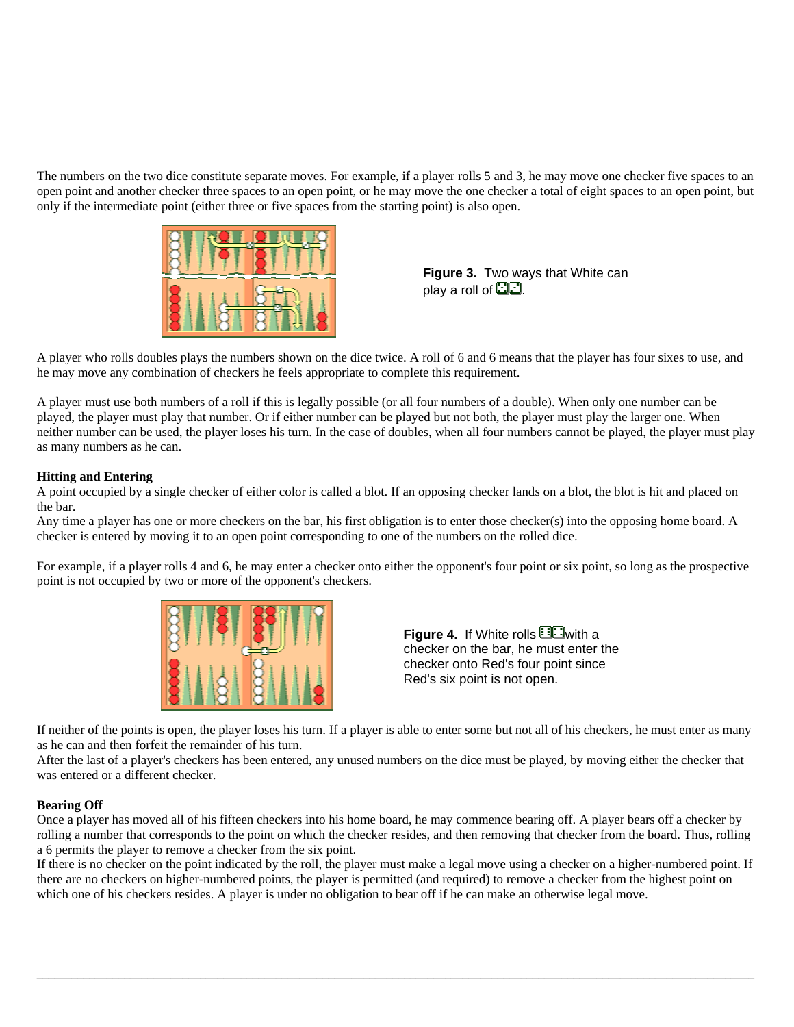The numbers on the two dice constitute separate moves. For example, if a player rolls 5 and 3, he may move one checker five spaces to an open point and another checker three spaces to an open point, or he may move the one checker a total of eight spaces to an open point, but only if the intermediate point (either three or five spaces from the starting point) is also open.

**Figure 3.** Two ways that White can play a roll of .

A player who rolls doubles plays the numbers shown on the dice twice. A roll of 6 and 6 means that the player has four sixes to use, and he may move any combination of checkers he feels appropriate to complete this requirement.

A player must use both numbers of a roll if this is legally possible (or all four numbers of a double). When only one number can be played, the player must play that number. Or if either number can be played but not both, the player must play the larger one. When neither number can be used, the player loses his turn. In the case of doubles, when all four numbers cannot be played, the player must play as many numbers as he can.

**Hitting and Entering**

A point occupied by a single checker of either color is called a blot. If an opposing checker lands on a blot, the blot is hit and placed on the bar.

Any time a player has one or more checkers on the bar, his first obligation is to enter those checker(s) into the opposing home board. A checker is entered by moving it to an open point corresponding to one of the numbers on the rolled dice.

For example, if a player rolls 4 and 6, he may enter a checker onto either the opponent's four point or six point, so long as the prospective point is not occupied by two or more of the opponent's checkers.

**Figure 4.** If White rolls  with a checker on the bar, he must enter the checker onto Red's four point since Red's six point is not open.

If neither of the points is open, the player loses his turn. If a player is able to enter some but not all of his checkers, he must enter as many as he can and then forfeit the remainder of his turn.

After the last of a player's checkers has been entered, any unused numbers on the dice must be played, by moving either the checker that was entered or a different checker.

**Bearing Off**

Once a player has moved all of his fifteen checkers into his home board, he may commence bearing off. A player bears off a checker by rolling a number that corresponds to the point on which the checker resides, and then removing that checker from the board. Thus, rolling a 6 permits the player to remove a checker from the six point.

If there is no checker on the point indicated by the roll, the player must make a legal move using a checker on a higher-numbered point. If there are no checkers on higher-numbered points, the player is permitted (and required) to remove a checker from the highest point on which one of his checkers resides. A player is under no obligation to bear off if he can make an otherwise legal move.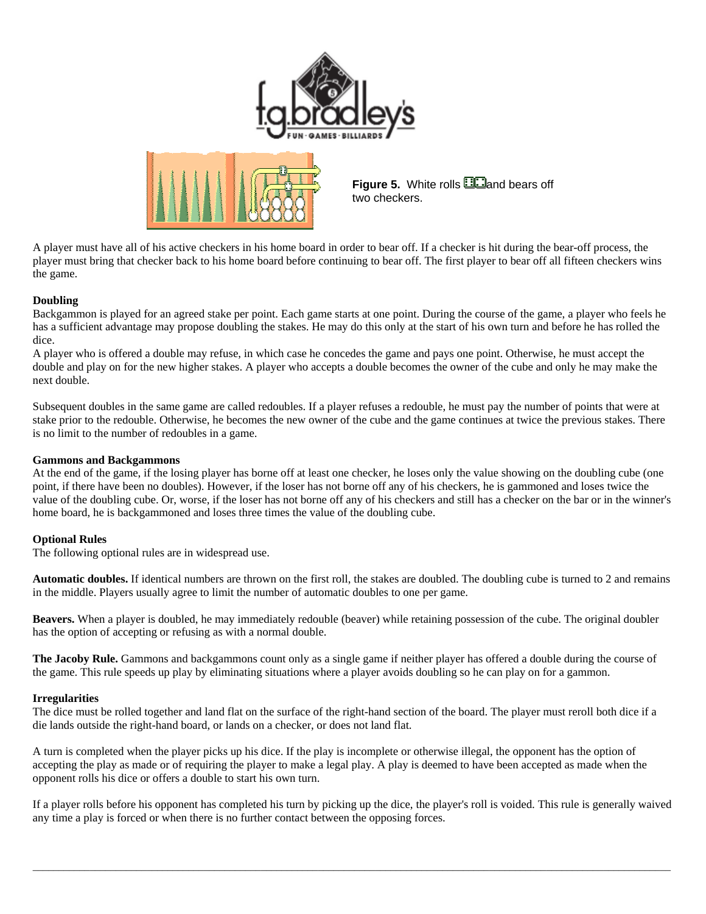**Figure 5.** White rolls and bears off two checkers.

A player must have all of his active checkers in his home board in order to bear off. If a checker is hit during the bear-off process, the player must bring that checker back to his home board before continuing to bear off. The first player to bear off all fifteen checkers wins the game.

**Doubling**

Backgammon is played for an agreed stake per point. Each game starts at one point. During the course of the game, a player who feels he has a sufficient advantage may propose doubling the stakes. He may do this only at the start of his own turn and before he has rolled the dice.

A player who is offered a double may refuse, in which case he concedes the game and pays one point. Otherwise, he must accept the double and play on for the new higher stakes. A player who accepts a double becomes the owner of the cube and only he may make the next double.

Subsequent doubles in the same game are called redoubles. If a player refuses a redouble, he must pay the number of points that were at stake prior to the redouble. Otherwise, he becomes the new owner of the cube and the game continues at twice the previous stakes. There is no limit to the number of redoubles in a game.

**Gammons and Backgammons**

At the end of the game, if the losing player has borne off at least one checker, he loses only the value showing on the doubling cube (one point, if there have been no doubles). However, if the loser has not borne off any of his checkers, he is gammoned and loses twice the value of the doubling cube. Or, worse, if the loser has not borne off any of his checkers and still has a checker on the bar or in the winner's home board, he is backgammoned and loses three times the value of the doubling cube.

**Optional Rules**

The following optional rules are in widespread use.

**Automatic doubles.** If identical numbers are thrown on the first roll, the stakes are doubled. The doubling cube is turned to 2 and remains in the middle. Players usually agree to limit the number of automatic doubles to one per game.

**Beavers.** When a player is doubled, he may immediately redouble (beaver) while retaining possession of the cube. The original doubler has the option of accepting or refusing as with a normal double.

**The Jacoby Rule.** Gammons and backgammons count only as a single game if neither player has offered a double during the course of the game. This rule speeds up play by eliminating situations where a player avoids doubling so he can play on for a gammon.

**Irregularities**

The dice must be rolled together and land flat on the surface of the right-hand section of the board. The player must reroll both dice if a die lands outside the right-hand board, or lands on a checker, or does not land flat.

A turn is completed when the player picks up his dice. If the play is incomplete or otherwise illegal, the opponent has the option of accepting the play as made or of requiring the player to make a legal play. A play is deemed to have been accepted as made when the opponent rolls his dice or offers a double to start his own turn.

If a player rolls before his opponent has completed his turn by picking up the dice, the player's roll is voided. This rule is generally waived any time a play is forced or when there is no further contact between the opposing forces.